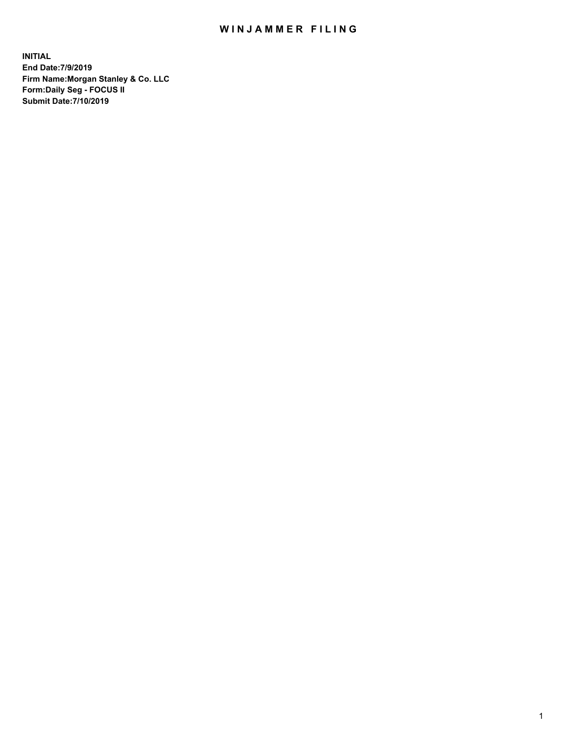# WINJAMMER FILING

**INITIAL**
**End Date:7/9/2019**
**Firm Name:Morgan Stanley & Co. LLC**
**Form:Daily Seg - FOCUS II**
**Submit Date:7/10/2019**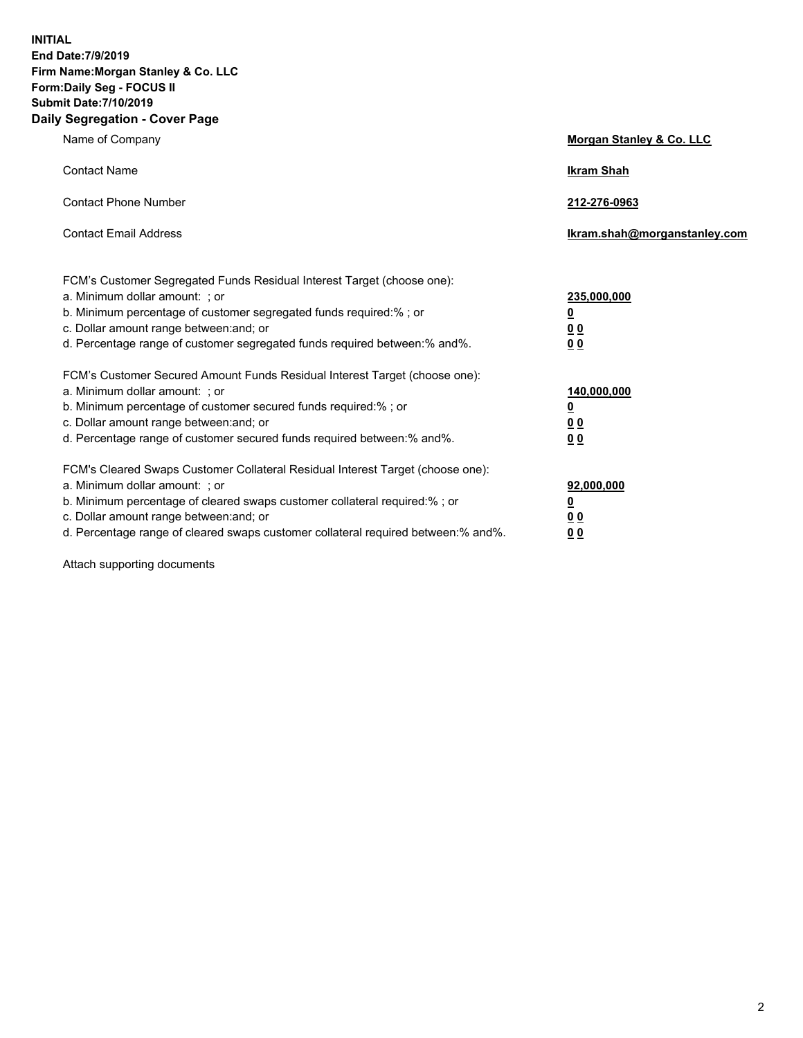**INITIAL**
**End Date:7/9/2019**
**Firm Name:Morgan Stanley & Co. LLC**
**Form:Daily Seg - FOCUS II**
**Submit Date:7/10/2019**
**Daily Segregation - Cover Page**

| | |
|---|---|
| Name of Company | **Morgan Stanley & Co. LLC** |
| Contact Name | **Ikram Shah** |
| Contact Phone Number | **212-276-0963** |
| Contact Email Address | **Ikram.shah@morganstanley.com** |

| | |
|---|---|
| FCM's Customer Segregated Funds Residual Interest Target (choose one): | |
| a. Minimum dollar amount: ; or | **235,000,000** |
| b. Minimum percentage of customer segregated funds required:% ; or | **0** |
| c. Dollar amount range between:and; or | **0 0** |
| d. Percentage range of customer segregated funds required between:% and%. | **0 0** |
| FCM's Customer Secured Amount Funds Residual Interest Target (choose one): | |
| a. Minimum dollar amount: ; or | **140,000,000** |
| b. Minimum percentage of customer secured funds required:% ; or | **0** |
| c. Dollar amount range between:and; or | **0 0** |
| d. Percentage range of customer secured funds required between:% and%. | **0 0** |
| FCM's Cleared Swaps Customer Collateral Residual Interest Target (choose one): | |
| a. Minimum dollar amount: ; or | **92,000,000** |
| b. Minimum percentage of cleared swaps customer collateral required:% ; or | **0** |
| c. Dollar amount range between:and; or | **0 0** |
| d. Percentage range of cleared swaps customer collateral required between:% and%. | **0 0** |

Attach supporting documents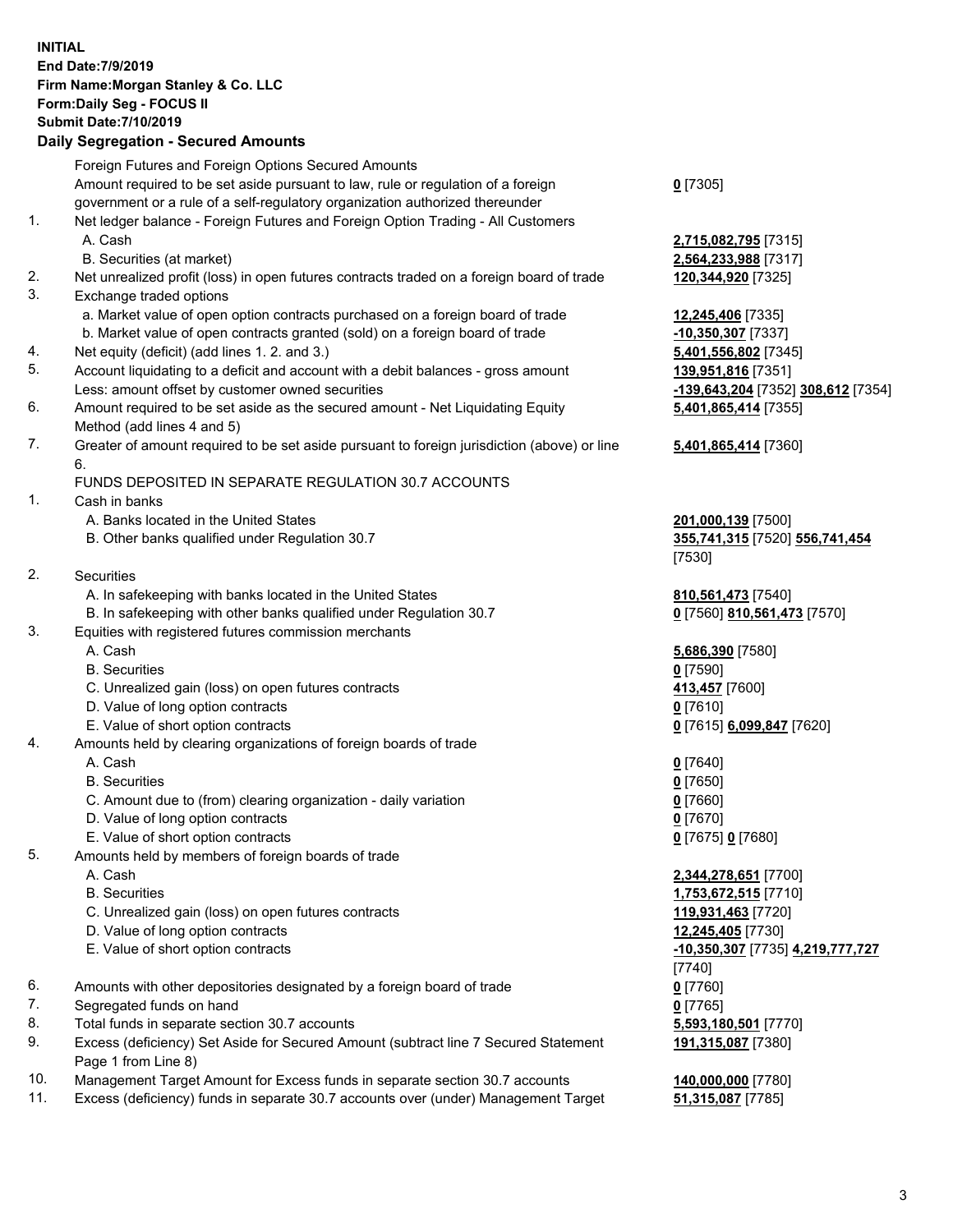**INITIAL**
**End Date:7/9/2019**
**Firm Name:Morgan Stanley & Co. LLC**
**Form:Daily Seg - FOCUS II**
**Submit Date:7/10/2019**
**Daily Segregation - Secured Amounts**

| | | |
|---|---|---|
| | Foreign Futures and Foreign Options Secured Amounts | |
| | Amount required to be set aside pursuant to law, rule or regulation of a foreign government or a rule of a self-regulatory organization authorized thereunder | **0** [7305] |
| 1. | Net ledger balance - Foreign Futures and Foreign Option Trading - All Customers | |
| | A. Cash | **2,715,082,795** [7315] |
| | B. Securities (at market) | **2,564,233,988** [7317] |
| 2. | Net unrealized profit (loss) in open futures contracts traded on a foreign board of trade | **120,344,920** [7325] |
| 3. | Exchange traded options | |
| | a. Market value of open option contracts purchased on a foreign board of trade | **12,245,406** [7335] |
| | b. Market value of open contracts granted (sold) on a foreign board of trade | **-10,350,307** [7337] |
| 4. | Net equity (deficit) (add lines 1. 2. and 3.) | **5,401,556,802** [7345] |
| 5. | Account liquidating to a deficit and account with a debit balances - gross amount | **139,951,816** [7351] |
| | Less: amount offset by customer owned securities | **-139,643,204** [7352] **308,612** [7354] |
| 6. | Amount required to be set aside as the secured amount - Net Liquidating Equity Method (add lines 4 and 5) | **5,401,865,414** [7355] |
| 7. | Greater of amount required to be set aside pursuant to foreign jurisdiction (above) or line 6. | **5,401,865,414** [7360] |
| | FUNDS DEPOSITED IN SEPARATE REGULATION 30.7 ACCOUNTS | |
| 1. | Cash in banks | |
| | A. Banks located in the United States | **201,000,139** [7500] |
| | B. Other banks qualified under Regulation 30.7 | **355,741,315** [7520] **556,741,454** [7530] |
| 2. | Securities | |
| | A. In safekeeping with banks located in the United States | **810,561,473** [7540] |
| | B. In safekeeping with other banks qualified under Regulation 30.7 | **0** [7560] **810,561,473** [7570] |
| 3. | Equities with registered futures commission merchants | |
| | A. Cash | **5,686,390** [7580] |
| | B. Securities | **0** [7590] |
| | C. Unrealized gain (loss) on open futures contracts | **413,457** [7600] |
| | D. Value of long option contracts | **0** [7610] |
| | E. Value of short option contracts | **0** [7615] **6,099,847** [7620] |
| 4. | Amounts held by clearing organizations of foreign boards of trade | |
| | A. Cash | **0** [7640] |
| | B. Securities | **0** [7650] |
| | C. Amount due to (from) clearing organization - daily variation | **0** [7660] |
| | D. Value of long option contracts | **0** [7670] |
| | E. Value of short option contracts | **0** [7675] **0** [7680] |
| 5. | Amounts held by members of foreign boards of trade | |
| | A. Cash | **2,344,278,651** [7700] |
| | B. Securities | **1,753,672,515** [7710] |
| | C. Unrealized gain (loss) on open futures contracts | **119,931,463** [7720] |
| | D. Value of long option contracts | **12,245,405** [7730] |
| | E. Value of short option contracts | **-10,350,307** [7735] **4,219,777,727** [7740] |
| 6. | Amounts with other depositories designated by a foreign board of trade | **0** [7760] |
| 7. | Segregated funds on hand | **0** [7765] |
| 8. | Total funds in separate section 30.7 accounts | **5,593,180,501** [7770] |
| 9. | Excess (deficiency) Set Aside for Secured Amount (subtract line 7 Secured Statement Page 1 from Line 8) | **191,315,087** [7380] |
| 10. | Management Target Amount for Excess funds in separate section 30.7 accounts | **140,000,000** [7780] |
| 11. | Excess (deficiency) funds in separate 30.7 accounts over (under) Management Target | **51,315,087** [7785] |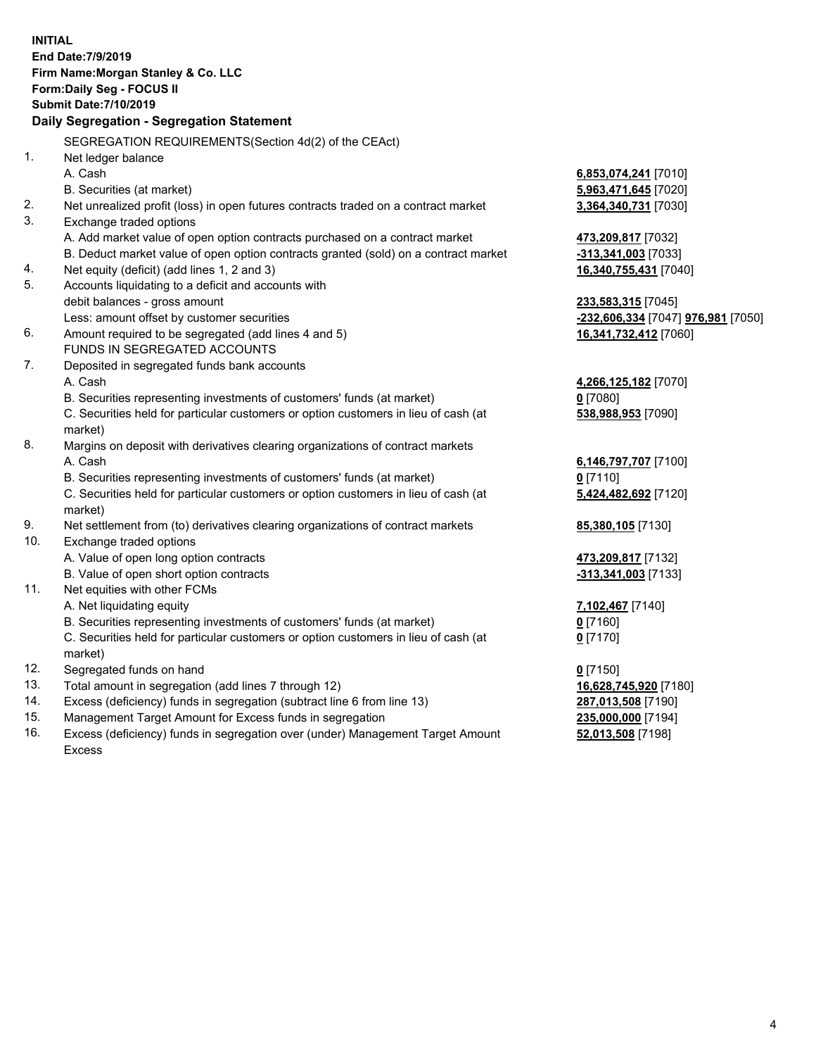**INITIAL**
**End Date:7/9/2019**
**Firm Name:Morgan Stanley & Co. LLC**
**Form:Daily Seg - FOCUS II**
**Submit Date:7/10/2019**

**Daily Segregation - Segregation Statement**

| | | |
|---|---|---|
| | SEGREGATION REQUIREMENTS(Section 4d(2) of the CEAct) | |
| 1. | Net ledger balance | |
| | A. Cash | **6,853,074,241** [7010] |
| | B. Securities (at market) | **5,963,471,645** [7020] |
| 2. | Net unrealized profit (loss) in open futures contracts traded on a contract market | **3,364,340,731** [7030] |
| 3. | Exchange traded options | |
| | A. Add market value of open option contracts purchased on a contract market | **473,209,817** [7032] |
| | B. Deduct market value of open option contracts granted (sold) on a contract market | **-313,341,003** [7033] |
| 4. | Net equity (deficit) (add lines 1, 2 and 3) | **16,340,755,431** [7040] |
| 5. | Accounts liquidating to a deficit and accounts with | |
| | debit balances - gross amount | **233,583,315** [7045] |
| | Less: amount offset by customer securities | **-232,606,334** [7047] **976,981** [7050] |
| 6. | Amount required to be segregated (add lines 4 and 5) | **16,341,732,412** [7060] |
| | FUNDS IN SEGREGATED ACCOUNTS | |
| 7. | Deposited in segregated funds bank accounts | |
| | A. Cash | **4,266,125,182** [7070] |
| | B. Securities representing investments of customers' funds (at market) | **0** [7080] |
| | C. Securities held for particular customers or option customers in lieu of cash (at market) | **538,988,953** [7090] |
| 8. | Margins on deposit with derivatives clearing organizations of contract markets | |
| | A. Cash | **6,146,797,707** [7100] |
| | B. Securities representing investments of customers' funds (at market) | **0** [7110] |
| | C. Securities held for particular customers or option customers in lieu of cash (at market) | **5,424,482,692** [7120] |
| 9. | Net settlement from (to) derivatives clearing organizations of contract markets | **85,380,105** [7130] |
| 10. | Exchange traded options | |
| | A. Value of open long option contracts | **473,209,817** [7132] |
| | B. Value of open short option contracts | **-313,341,003** [7133] |
| 11. | Net equities with other FCMs | |
| | A. Net liquidating equity | **7,102,467** [7140] |
| | B. Securities representing investments of customers' funds (at market) | **0** [7160] |
| | C. Securities held for particular customers or option customers in lieu of cash (at market) | **0** [7170] |
| 12. | Segregated funds on hand | **0** [7150] |
| 13. | Total amount in segregation (add lines 7 through 12) | **16,628,745,920** [7180] |
| 14. | Excess (deficiency) funds in segregation (subtract line 6 from line 13) | **287,013,508** [7190] |
| 15. | Management Target Amount for Excess funds in segregation | **235,000,000** [7194] |
| 16. | Excess (deficiency) funds in segregation over (under) Management Target Amount Excess | **52,013,508** [7198] |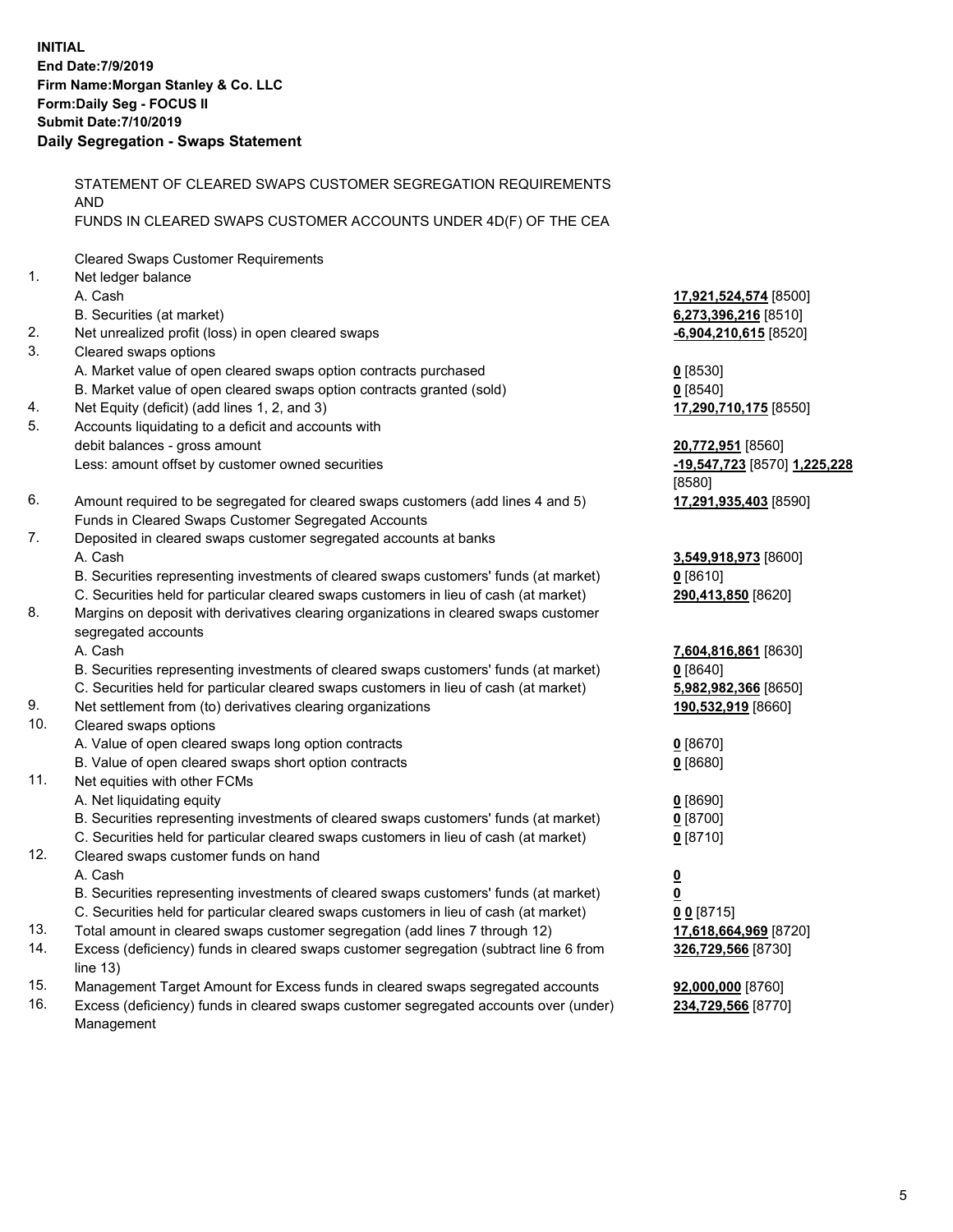**INITIAL**
**End Date:7/9/2019**
**Firm Name:Morgan Stanley & Co. LLC**
**Form:Daily Seg - FOCUS II**
**Submit Date:7/10/2019**
**Daily Segregation - Swaps Statement**

STATEMENT OF CLEARED SWAPS CUSTOMER SEGREGATION REQUIREMENTS AND FUNDS IN CLEARED SWAPS CUSTOMER ACCOUNTS UNDER 4D(F) OF THE CEA

| | | |
|---|---|---|
| | Cleared Swaps Customer Requirements | |
| 1. | Net ledger balance | |
| | A. Cash | **17,921,524,574** [8500] |
| | B. Securities (at market) | **6,273,396,216** [8510] |
| 2. | Net unrealized profit (loss) in open cleared swaps | **-6,904,210,615** [8520] |
| 3. | Cleared swaps options | |
| | A. Market value of open cleared swaps option contracts purchased | **0** [8530] |
| | B. Market value of open cleared swaps option contracts granted (sold) | **0** [8540] |
| 4. | Net Equity (deficit) (add lines 1, 2, and 3) | **17,290,710,175** [8550] |
| 5. | Accounts liquidating to a deficit and accounts with debit balances - gross amount | **20,772,951** [8560] |
| | Less: amount offset by customer owned securities | **-19,547,723** [8570] **1,225,228** [8580] |
| 6. | Amount required to be segregated for cleared swaps customers (add lines 4 and 5) | **17,291,935,403** [8590] |
| | Funds in Cleared Swaps Customer Segregated Accounts | |
| 7. | Deposited in cleared swaps customer segregated accounts at banks | |
| | A. Cash | **3,549,918,973** [8600] |
| | B. Securities representing investments of cleared swaps customers' funds (at market) | **0** [8610] |
| | C. Securities held for particular cleared swaps customers in lieu of cash (at market) | **290,413,850** [8620] |
| 8. | Margins on deposit with derivatives clearing organizations in cleared swaps customer segregated accounts | |
| | A. Cash | **7,604,816,861** [8630] |
| | B. Securities representing investments of cleared swaps customers' funds (at market) | **0** [8640] |
| | C. Securities held for particular cleared swaps customers in lieu of cash (at market) | **5,982,982,366** [8650] |
| 9. | Net settlement from (to) derivatives clearing organizations | **190,532,919** [8660] |
| 10. | Cleared swaps options | |
| | A. Value of open cleared swaps long option contracts | **0** [8670] |
| | B. Value of open cleared swaps short option contracts | **0** [8680] |
| 11. | Net equities with other FCMs | |
| | A. Net liquidating equity | **0** [8690] |
| | B. Securities representing investments of cleared swaps customers' funds (at market) | **0** [8700] |
| | C. Securities held for particular cleared swaps customers in lieu of cash (at market) | **0** [8710] |
| 12. | Cleared swaps customer funds on hand | |
| | A. Cash | **0** |
| | B. Securities representing investments of cleared swaps customers' funds (at market) | **0** |
| | C. Securities held for particular cleared swaps customers in lieu of cash (at market) | **0** **0** [8715] |
| 13. | Total amount in cleared swaps customer segregation (add lines 7 through 12) | **17,618,664,969** [8720] |
| 14. | Excess (deficiency) funds in cleared swaps customer segregation (subtract line 6 from line 13) | **326,729,566** [8730] |
| 15. | Management Target Amount for Excess funds in cleared swaps segregated accounts | **92,000,000** [8760] |
| 16. | Excess (deficiency) funds in cleared swaps customer segregated accounts over (under) Management | **234,729,566** [8770] |